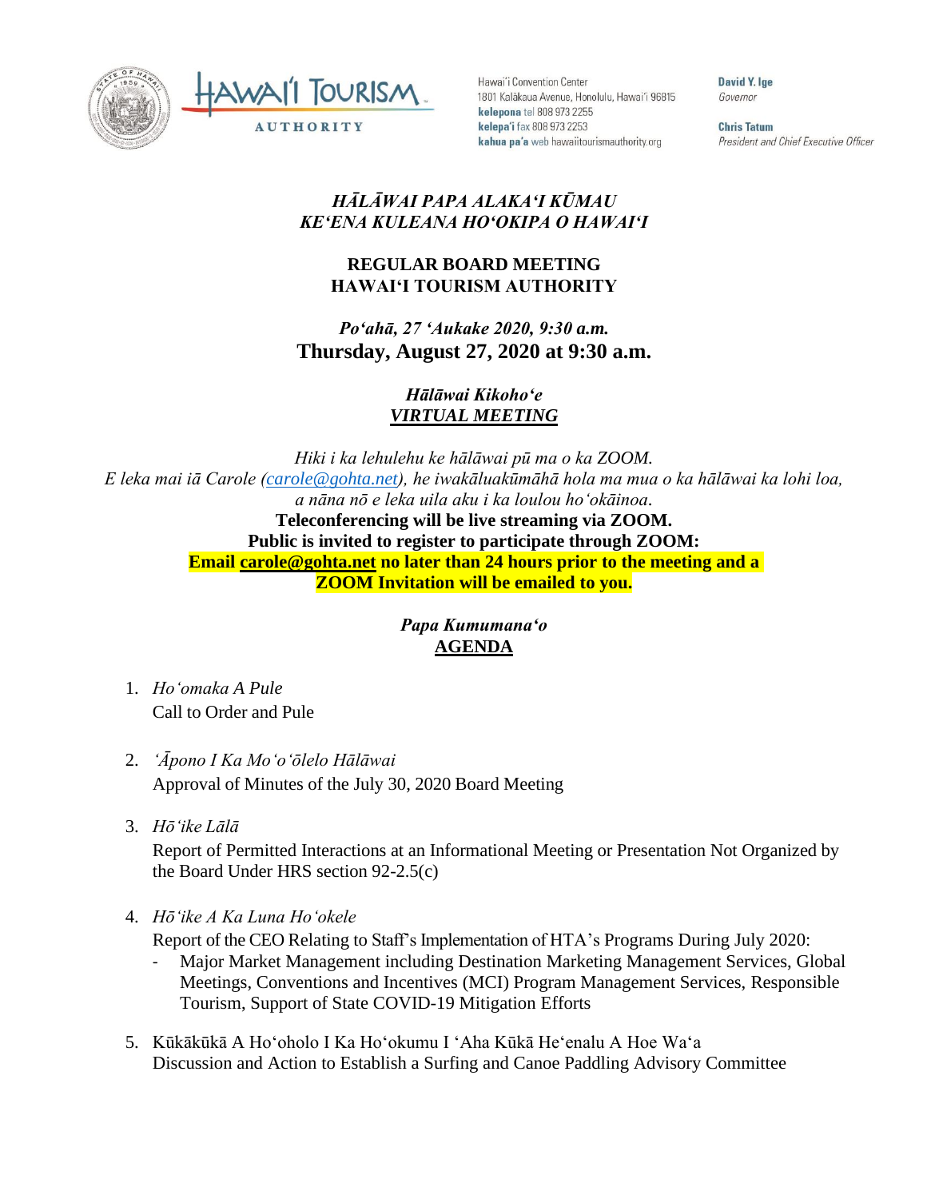Hawai'i Convention Center
1801 Kalākaua Avenue, Honolulu, Hawai'i 96815
**kelepona** tel 808 973 2255
**kelepa'i** fax 808 973 2253
**kahua pa'a** web hawaiitourismauthority.org

**David Y. Ige**
*Governor*

**Chris Tatum**
*President and Chief Executive Officer*

***HĀLĀWAI PAPA ALAKAʻI KŪMAU***
***KEʻENA KULEANA HOʻOKIPA O HAWAIʻI***

**REGULAR BOARD MEETING**
**HAWAIʻI TOURISM AUTHORITY**

***Poʻahā, 27 ʻAukake 2020, 9:30 a.m.***
**Thursday, August 27, 2020 at 9:30 a.m.**

***Hālāwai Kikohoʻe***
***VIRTUAL MEETING***

*Hiki i ka lehulehu ke hālāwai pū ma o ka ZOOM.*
*E leka mai iā Carole (carole@gohta.net), he iwakāluakūmāhā hola ma mua o ka hālāwai ka lohi loa, a nāna nō e leka uila aku i ka loulou hoʻokāinoa.*
**Teleconferencing will be live streaming via ZOOM.**
**Public is invited to register to participate through ZOOM:**
**Email carole@gohta.net no later than 24 hours prior to the meeting and a ZOOM Invitation will be emailed to you.**

***Papa Kumumanaʻo***
**AGENDA**

1. *Hoʻomaka A Pule*
   Call to Order and Pule

2. *ʻĀpono I Ka Moʻoʻōlelo Hālāwai*
   Approval of Minutes of the July 30, 2020 Board Meeting

3. *Hōʻike Lālā*
   Report of Permitted Interactions at an Informational Meeting or Presentation Not Organized by the Board Under HRS section 92-2.5(c)

4. *Hōʻike A Ka Luna Hoʻokele*
   Report of the CEO Relating to Staff's Implementation of HTA's Programs During July 2020:
   - Major Market Management including Destination Marketing Management Services, Global Meetings, Conventions and Incentives (MCI) Program Management Services, Responsible Tourism, Support of State COVID-19 Mitigation Efforts

5. Kūkākūkā A Hoʻoholo I Ka Hoʻokumu I ʻAha Kūkā Heʻenalu A Hoe Waʻa
   Discussion and Action to Establish a Surfing and Canoe Paddling Advisory Committee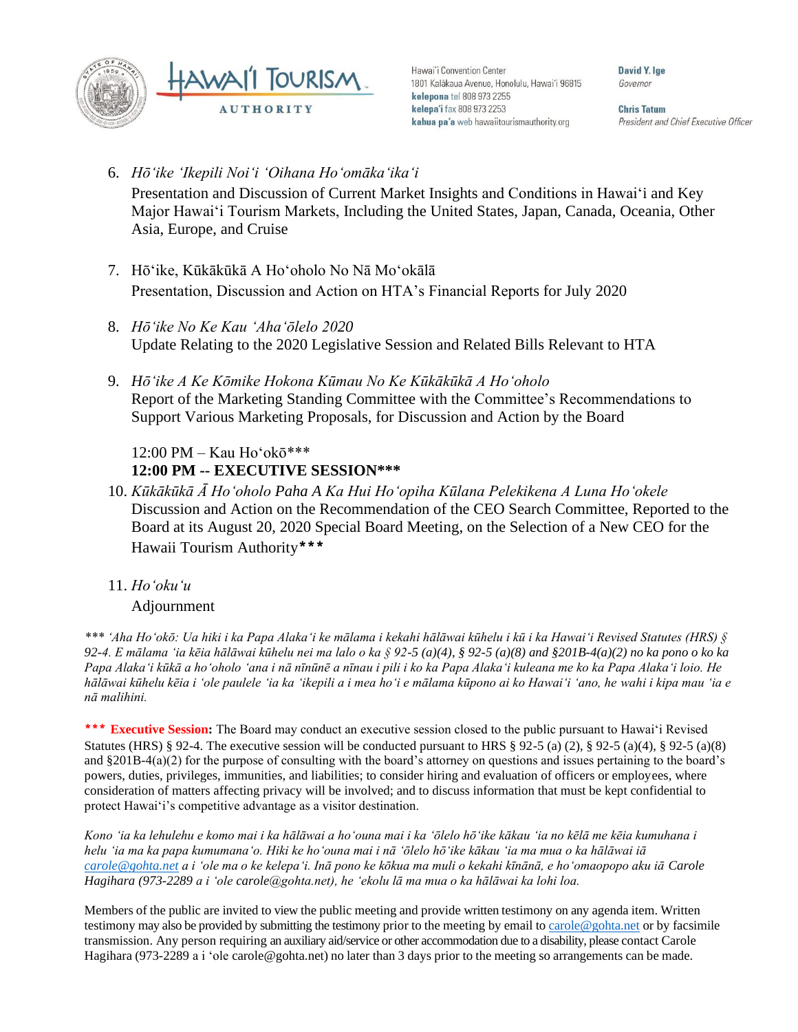6. *Hōʻike ʻIkepili Noiʻi ʻOihana Hoʻomākaʻikaʻi*
   Presentation and Discussion of Current Market Insights and Conditions in Hawaiʻi and Key Major Hawaiʻi Tourism Markets, Including the United States, Japan, Canada, Oceania, Other Asia, Europe, and Cruise

7. Hōʻike, Kūkākūkā A Hoʻoholo No Nā Moʻokālā
   Presentation, Discussion and Action on HTA's Financial Reports for July 2020

8. *Hōʻike No Ke Kau ʻAhaʻōlelo 2020*
   Update Relating to the 2020 Legislative Session and Related Bills Relevant to HTA

9. *Hōʻike A Ke Kōmike Hokona Kūmau No Ke Kūkākūkā A Hoʻoholo*
   Report of the Marketing Standing Committee with the Committee's Recommendations to Support Various Marketing Proposals, for Discussion and Action by the Board

   12:00 PM – Kau Hoʻokō***
   **12:00 PM -- EXECUTIVE SESSION*****

10. *Kūkākūkā Ā Hoʻoholo Paha A Ka Hui Hoʻopiha Kūlana Pelekikena A Luna Hoʻokele*
    Discussion and Action on the Recommendation of the CEO Search Committee, Reported to the Board at its August 20, 2020 Special Board Meeting, on the Selection of a New CEO for the Hawaii Tourism Authority***

11. *Hoʻokuʻu*
    Adjournment

*\*\*\* ʻAha Hoʻokō: Ua hiki i ka Papa Alakaʻi ke mālama i kekahi hālāwai kūhelu i kū i ka Hawaiʻi Revised Statutes (HRS) § 92-4. E mālama ʻia kēia hālāwai kūhelu nei ma lalo o ka § 92-5 (a)(4), § 92-5 (a)(8) and §201B-4(a)(2) no ka pono o ko ka Papa Alakaʻi kūkā a hoʻoholo ʻana i nā nīnūnē a nīnau i pili i ko ka Papa Alakaʻi kuleana me ko ka Papa Alakaʻi loio. He hālāwai kūhelu kēia i ʻole paulele ʻia ka ʻikepili a i mea hoʻi e mālama kūpono ai ko Hawaiʻi ʻano, he wahi i kipa mau ʻia e nā malihini.*

**\*\*\* Executive Session:** The Board may conduct an executive session closed to the public pursuant to Hawaiʻi Revised Statutes (HRS) § 92-4. The executive session will be conducted pursuant to HRS § 92-5 (a) (2), § 92-5 (a)(4), § 92-5 (a)(8) and §201B-4(a)(2) for the purpose of consulting with the board's attorney on questions and issues pertaining to the board's powers, duties, privileges, immunities, and liabilities; to consider hiring and evaluation of officers or employees, where consideration of matters affecting privacy will be involved; and to discuss information that must be kept confidential to protect Hawaiʻi's competitive advantage as a visitor destination.

*Kono ʻia ka lehulehu e komo mai i ka hālāwai a hoʻouna mai i ka ʻōlelo hōʻike kākau ʻia no kēlā me kēia kumuhana i helu ʻia ma ka papa kumumanaʻo. Hiki ke hoʻouna mai i nā ʻōlelo hōʻike kākau ʻia ma mua o ka hālāwai iā carole@gohta.net a i ʻole ma o ke kelepaʻi. Inā pono ke kōkua ma muli o kekahi kīnānā, e hoʻomaopopo aku iā Carole Hagihara (973-2289 a i ʻole carole@gohta.net), he ʻekolu lā ma mua o ka hālāwai ka lohi loa.*

Members of the public are invited to view the public meeting and provide written testimony on any agenda item. Written testimony may also be provided by submitting the testimony prior to the meeting by email to carole@gohta.net or by facsimile transmission. Any person requiring an auxiliary aid/service or other accommodation due to a disability, please contact Carole Hagihara (973-2289 a i ʻole carole@gohta.net) no later than 3 days prior to the meeting so arrangements can be made.